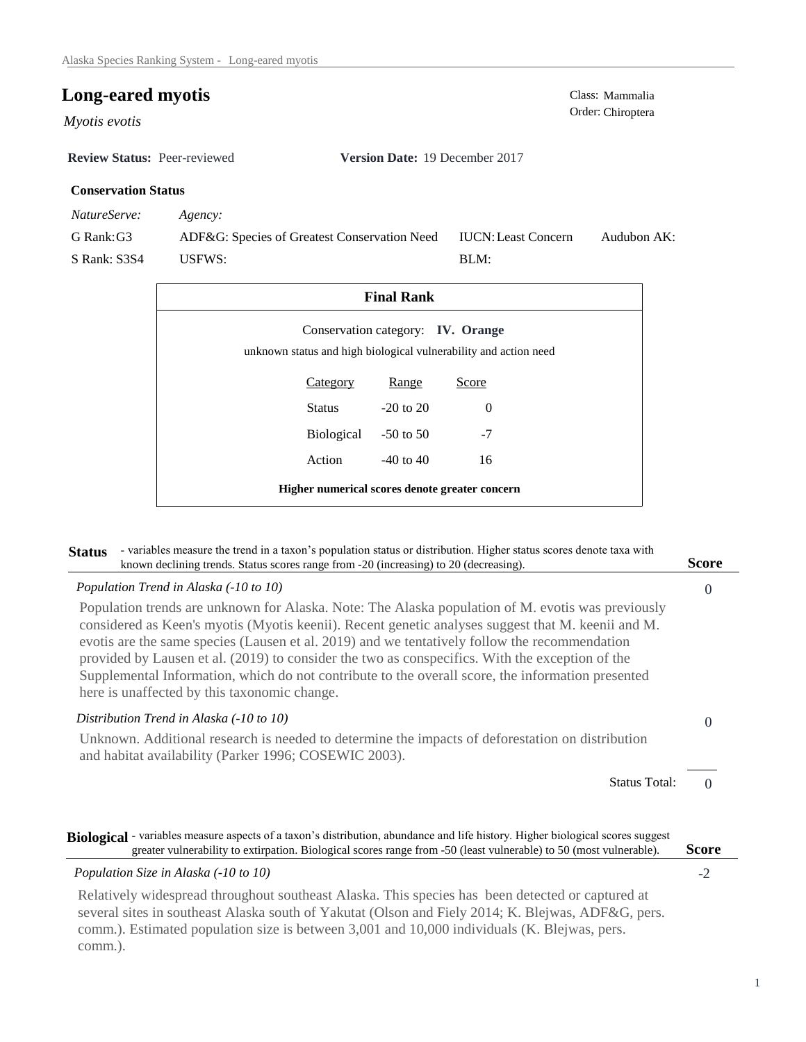# Long-eared myotis

*Myotis evotis*

Class: Mammalia
Order: Chiroptera

**Review Status:** Peer-reviewed **Version Date:** 19 December 2017

**Conservation Status**

| *NatureServe:* | *Agency:* | | |
|---|---|---|---|
| G Rank: G3 | ADF&G: Species of Greatest Conservation Need | IUCN: Least Concern | Audubon AK: |
| S Rank: S3S4 | USFWS: | BLM: | |

**Final Rank**

Conservation category: **IV. Orange**

unknown status and high biological vulnerability and action need

| Category | Range | Score |
|---|---|---|
| Status | -20 to 20 | 0 |
| Biological | -50 to 50 | -7 |
| Action | -40 to 40 | 16 |

**Higher numerical scores denote greater concern**

**Status** - variables measure the trend in a taxon's population status or distribution. Higher status scores denote taxa with known declining trends. Status scores range from -20 (increasing) to 20 (decreasing). **Score**

*Population Trend in Alaska (-10 to 10)* 0

Population trends are unknown for Alaska. Note: The Alaska population of M. evotis was previously considered as Keen's myotis (Myotis keenii). Recent genetic analyses suggest that M. keenii and M. evotis are the same species (Lausen et al. 2019) and we tentatively follow the recommendation provided by Lausen et al. (2019) to consider the two as conspecifics. With the exception of the Supplemental Information, which do not contribute to the overall score, the information presented here is unaffected by this taxonomic change.

*Distribution Trend in Alaska (-10 to 10)* 0

Unknown. Additional research is needed to determine the impacts of deforestation on distribution and habitat availability (Parker 1996; COSEWIC 2003).

Status Total: 0

**Biological** - variables measure aspects of a taxon's distribution, abundance and life history. Higher biological scores suggest greater vulnerability to extirpation. Biological scores range from -50 (least vulnerable) to 50 (most vulnerable). **Score**

*Population Size in Alaska (-10 to 10)* -2

Relatively widespread throughout southeast Alaska. This species has been detected or captured at several sites in southeast Alaska south of Yakutat (Olson and Fiely 2014; K. Blejwas, ADF&G, pers. comm.). Estimated population size is between 3,001 and 10,000 individuals (K. Blejwas, pers. comm.).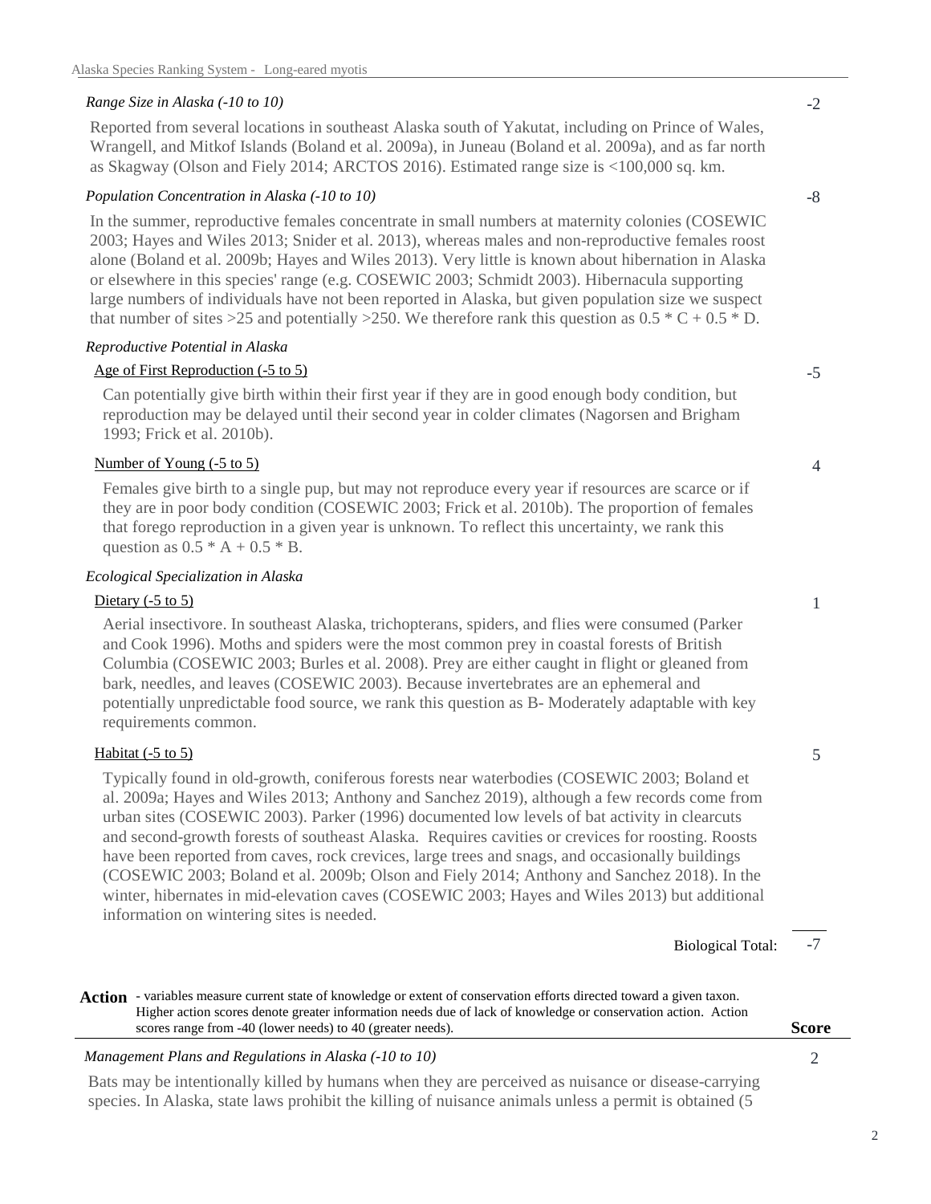*Range Size in Alaska (-10 to 10)* -2

Reported from several locations in southeast Alaska south of Yakutat, including on Prince of Wales, Wrangell, and Mitkof Islands (Boland et al. 2009a), in Juneau (Boland et al. 2009a), and as far north as Skagway (Olson and Fiely 2014; ARCTOS 2016). Estimated range size is <100,000 sq. km.

*Population Concentration in Alaska (-10 to 10)* -8

In the summer, reproductive females concentrate in small numbers at maternity colonies (COSEWIC 2003; Hayes and Wiles 2013; Snider et al. 2013), whereas males and non-reproductive females roost alone (Boland et al. 2009b; Hayes and Wiles 2013). Very little is known about hibernation in Alaska or elsewhere in this species' range (e.g. COSEWIC 2003; Schmidt 2003). Hibernacula supporting large numbers of individuals have not been reported in Alaska, but given population size we suspect that number of sites >25 and potentially >250. We therefore rank this question as 0.5 * C + 0.5 * D.

*Reproductive Potential in Alaska*

Age of First Reproduction (-5 to 5) -5

Can potentially give birth within their first year if they are in good enough body condition, but reproduction may be delayed until their second year in colder climates (Nagorsen and Brigham 1993; Frick et al. 2010b).

Number of Young (-5 to 5) 4

Females give birth to a single pup, but may not reproduce every year if resources are scarce or if they are in poor body condition (COSEWIC 2003; Frick et al. 2010b). The proportion of females that forego reproduction in a given year is unknown. To reflect this uncertainty, we rank this question as 0.5 * A + 0.5 * B.

*Ecological Specialization in Alaska*

Dietary (-5 to 5) 1

Aerial insectivore. In southeast Alaska, trichopterans, spiders, and flies were consumed (Parker and Cook 1996). Moths and spiders were the most common prey in coastal forests of British Columbia (COSEWIC 2003; Burles et al. 2008). Prey are either caught in flight or gleaned from bark, needles, and leaves (COSEWIC 2003). Because invertebrates are an ephemeral and potentially unpredictable food source, we rank this question as B- Moderately adaptable with key requirements common.

Habitat (-5 to 5) 5

Typically found in old-growth, coniferous forests near waterbodies (COSEWIC 2003; Boland et al. 2009a; Hayes and Wiles 2013; Anthony and Sanchez 2019), although a few records come from urban sites (COSEWIC 2003). Parker (1996) documented low levels of bat activity in clearcuts and second-growth forests of southeast Alaska. Requires cavities or crevices for roosting. Roosts have been reported from caves, rock crevices, large trees and snags, and occasionally buildings (COSEWIC 2003; Boland et al. 2009b; Olson and Fiely 2014; Anthony and Sanchez 2018). In the winter, hibernates in mid-elevation caves (COSEWIC 2003; Hayes and Wiles 2013) but additional information on wintering sites is needed.

Biological Total: -7

**Action** - variables measure current state of knowledge or extent of conservation efforts directed toward a given taxon. Higher action scores denote greater information needs due of lack of knowledge or conservation action. Action scores range from -40 (lower needs) to 40 (greater needs). **Score**

*Management Plans and Regulations in Alaska (-10 to 10)* 2

Bats may be intentionally killed by humans when they are perceived as nuisance or disease-carrying species. In Alaska, state laws prohibit the killing of nuisance animals unless a permit is obtained (5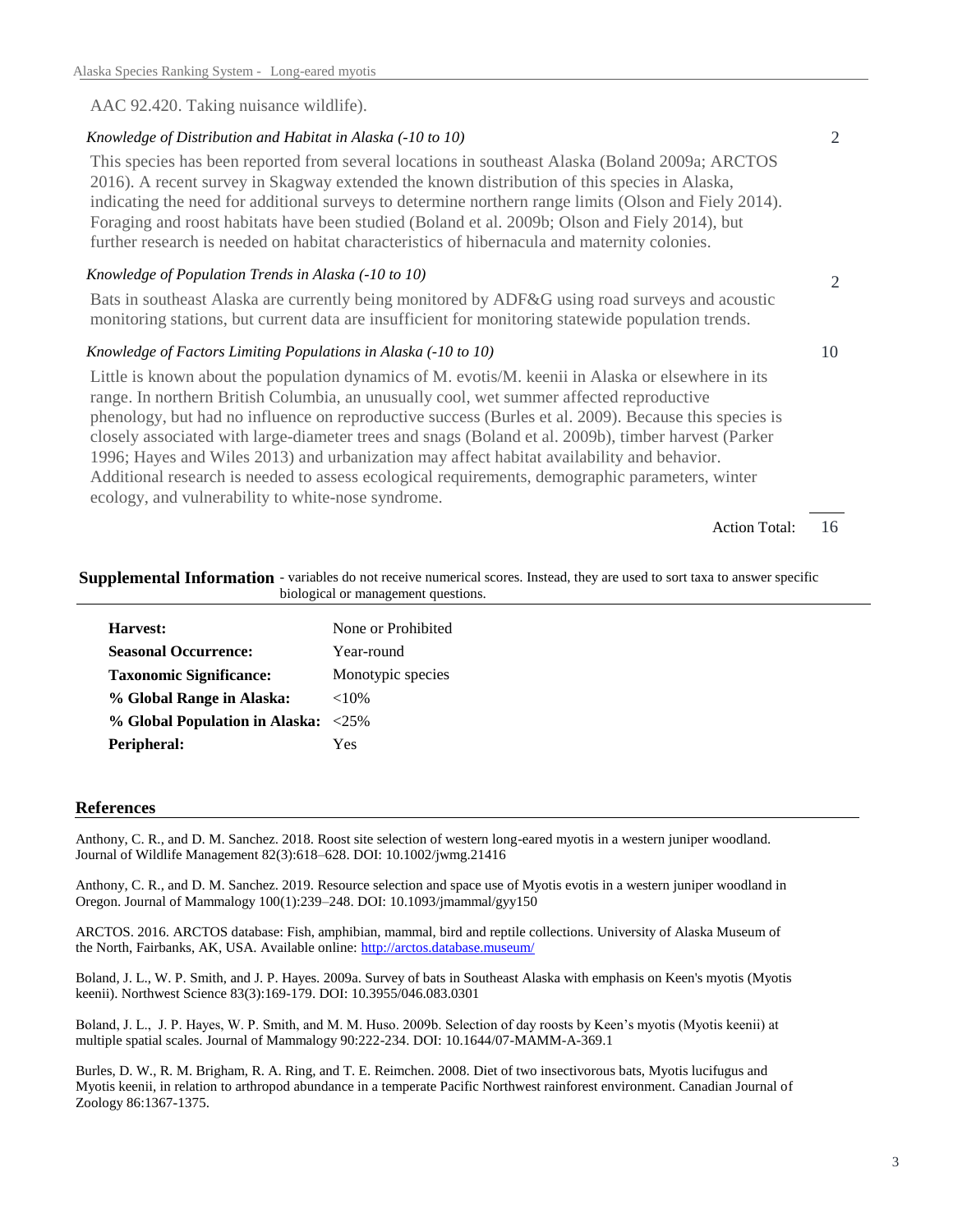AAC 92.420. Taking nuisance wildlife).

*Knowledge of Distribution and Habitat in Alaska (-10 to 10)* 2

This species has been reported from several locations in southeast Alaska (Boland 2009a; ARCTOS 2016). A recent survey in Skagway extended the known distribution of this species in Alaska, indicating the need for additional surveys to determine northern range limits (Olson and Fiely 2014). Foraging and roost habitats have been studied (Boland et al. 2009b; Olson and Fiely 2014), but further research is needed on habitat characteristics of hibernacula and maternity colonies.

*Knowledge of Population Trends in Alaska (-10 to 10)* 2

Bats in southeast Alaska are currently being monitored by ADF&G using road surveys and acoustic monitoring stations, but current data are insufficient for monitoring statewide population trends.

*Knowledge of Factors Limiting Populations in Alaska (-10 to 10)* 10

Little is known about the population dynamics of M. evotis/M. keenii in Alaska or elsewhere in its range. In northern British Columbia, an unusually cool, wet summer affected reproductive phenology, but had no influence on reproductive success (Burles et al. 2009). Because this species is closely associated with large-diameter trees and snags (Boland et al. 2009b), timber harvest (Parker 1996; Hayes and Wiles 2013) and urbanization may affect habitat availability and behavior. Additional research is needed to assess ecological requirements, demographic parameters, winter ecology, and vulnerability to white-nose syndrome.

Action Total: 16

## Supplemental Information

- variables do not receive numerical scores. Instead, they are used to sort taxa to answer specific biological or management questions.

| | |
|---|---|
| **Harvest:** | None or Prohibited |
| **Seasonal Occurrence:** | Year-round |
| **Taxonomic Significance:** | Monotypic species |
| **% Global Range in Alaska:** | <10% |
| **% Global Population in Alaska:** | <25% |
| **Peripheral:** | Yes |

## References

Anthony, C. R., and D. M. Sanchez. 2018. Roost site selection of western long-eared myotis in a western juniper woodland. Journal of Wildlife Management 82(3):618–628. DOI: 10.1002/jwmg.21416

Anthony, C. R., and D. M. Sanchez. 2019. Resource selection and space use of Myotis evotis in a western juniper woodland in Oregon. Journal of Mammalogy 100(1):239–248. DOI: 10.1093/jmammal/gyy150

ARCTOS. 2016. ARCTOS database: Fish, amphibian, mammal, bird and reptile collections. University of Alaska Museum of the North, Fairbanks, AK, USA. Available online: http://arctos.database.museum/

Boland, J. L., W. P. Smith, and J. P. Hayes. 2009a. Survey of bats in Southeast Alaska with emphasis on Keen's myotis (Myotis keenii). Northwest Science 83(3):169-179. DOI: 10.3955/046.083.0301

Boland, J. L., J. P. Hayes, W. P. Smith, and M. M. Huso. 2009b. Selection of day roosts by Keen's myotis (Myotis keenii) at multiple spatial scales. Journal of Mammalogy 90:222-234. DOI: 10.1644/07-MAMM-A-369.1

Burles, D. W., R. M. Brigham, R. A. Ring, and T. E. Reimchen. 2008. Diet of two insectivorous bats, Myotis lucifugus and Myotis keenii, in relation to arthropod abundance in a temperate Pacific Northwest rainforest environment. Canadian Journal of Zoology 86:1367-1375.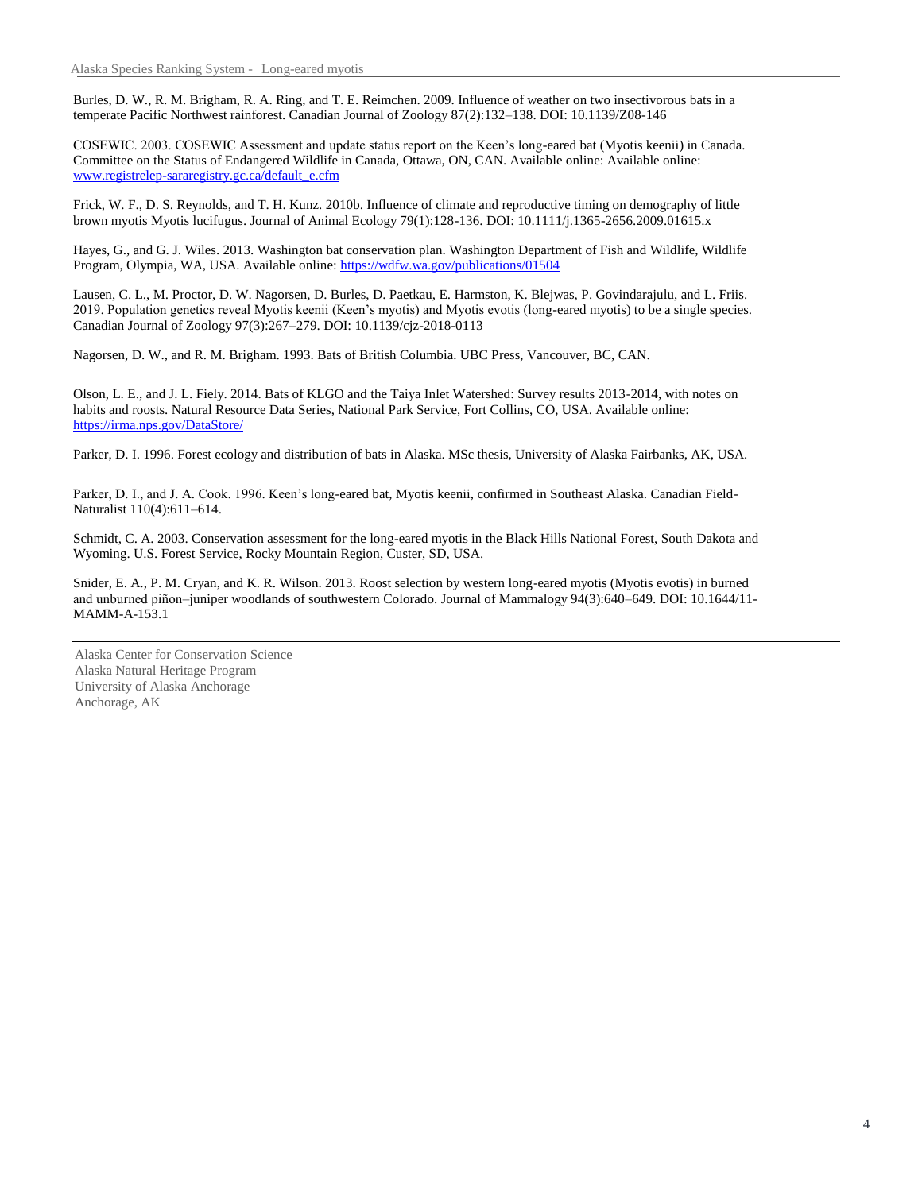Burles, D. W., R. M. Brigham, R. A. Ring, and T. E. Reimchen. 2009. Influence of weather on two insectivorous bats in a temperate Pacific Northwest rainforest. Canadian Journal of Zoology 87(2):132–138. DOI: 10.1139/Z08-146

COSEWIC. 2003. COSEWIC Assessment and update status report on the Keen's long-eared bat (Myotis keenii) in Canada. Committee on the Status of Endangered Wildlife in Canada, Ottawa, ON, CAN. Available online: Available online: [www.registrelep-sararegistry.gc.ca/default_e.cfm](www.registrelep-sararegistry.gc.ca/default_e.cfm)

Frick, W. F., D. S. Reynolds, and T. H. Kunz. 2010b. Influence of climate and reproductive timing on demography of little brown myotis Myotis lucifugus. Journal of Animal Ecology 79(1):128-136. DOI: 10.1111/j.1365-2656.2009.01615.x

Hayes, G., and G. J. Wiles. 2013. Washington bat conservation plan. Washington Department of Fish and Wildlife, Wildlife Program, Olympia, WA, USA. Available online: [https://wdfw.wa.gov/publications/01504](https://wdfw.wa.gov/publications/01504)

Lausen, C. L., M. Proctor, D. W. Nagorsen, D. Burles, D. Paetkau, E. Harmston, K. Blejwas, P. Govindarajulu, and L. Friis. 2019. Population genetics reveal Myotis keenii (Keen's myotis) and Myotis evotis (long-eared myotis) to be a single species. Canadian Journal of Zoology 97(3):267–279. DOI: 10.1139/cjz-2018-0113

Nagorsen, D. W., and R. M. Brigham. 1993. Bats of British Columbia. UBC Press, Vancouver, BC, CAN.

Olson, L. E., and J. L. Fiely. 2014. Bats of KLGO and the Taiya Inlet Watershed: Survey results 2013-2014, with notes on habits and roosts. Natural Resource Data Series, National Park Service, Fort Collins, CO, USA. Available online: [https://irma.nps.gov/DataStore/](https://irma.nps.gov/DataStore/)

Parker, D. I. 1996. Forest ecology and distribution of bats in Alaska. MSc thesis, University of Alaska Fairbanks, AK, USA.

Parker, D. I., and J. A. Cook. 1996. Keen's long-eared bat, Myotis keenii, confirmed in Southeast Alaska. Canadian Field-Naturalist 110(4):611–614.

Schmidt, C. A. 2003. Conservation assessment for the long-eared myotis in the Black Hills National Forest, South Dakota and Wyoming. U.S. Forest Service, Rocky Mountain Region, Custer, SD, USA.

Snider, E. A., P. M. Cryan, and K. R. Wilson. 2013. Roost selection by western long-eared myotis (Myotis evotis) in burned and unburned piñon–juniper woodlands of southwestern Colorado. Journal of Mammalogy 94(3):640–649. DOI: 10.1644/11-MAMM-A-153.1

---

Alaska Center for Conservation Science
Alaska Natural Heritage Program
University of Alaska Anchorage
Anchorage, AK